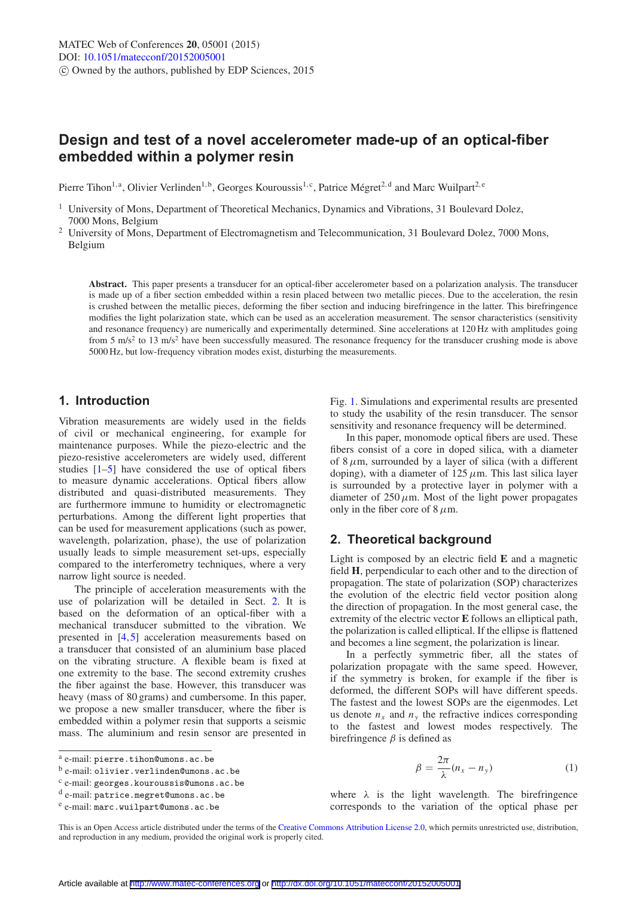# Design and test of a novel accelerometer made-up of an optical-fiber embedded within a polymer resin

Pierre Tihon[1,a], Olivier Verlinden[1,b], Georges Kouroussis[1,c], Patrice Mégret[2,d] and Marc Wuilpart[2,e]

[1] University of Mons, Department of Theoretical Mechanics, Dynamics and Vibrations, 31 Boulevard Dolez, 7000 Mons, Belgium

[2] University of Mons, Department of Electromagnetism and Telecommunication, 31 Boulevard Dolez, 7000 Mons, Belgium

**Abstract.** This paper presents a transducer for an optical-fiber accelerometer based on a polarization analysis. The transducer is made up of a fiber section embedded within a resin placed between two metallic pieces. Due to the acceleration, the resin is crushed between the metallic pieces, deforming the fiber section and inducing birefringence in the latter. This birefringence modifies the light polarization state, which can be used as an acceleration measurement. The sensor characteristics (sensitivity and resonance frequency) are numerically and experimentally determined. Sine accelerations at 120 Hz with amplitudes going from 5 m/s$^2$ to 13 m/s$^2$ have been successfully measured. The resonance frequency for the transducer crushing mode is above 5000 Hz, but low-frequency vibration modes exist, disturbing the measurements.

## 1. Introduction

Vibration measurements are widely used in the fields of civil or mechanical engineering, for example for maintenance purposes. While the piezo-electric and the piezo-resistive accelerometers are widely used, different studies [1–5] have considered the use of optical fibers to measure dynamic accelerations. Optical fibers allow distributed and quasi-distributed measurements. They are furthermore immune to humidity or electromagnetic perturbations. Among the different light properties that can be used for measurement applications (such as power, wavelength, polarization, phase), the use of polarization usually leads to simple measurement set-ups, especially compared to the interferometry techniques, where a very narrow light source is needed.

The principle of acceleration measurements with the use of polarization will be detailed in Sect. 2. It is based on the deformation of an optical-fiber with a mechanical transducer submitted to the vibration. We presented in [4,5] acceleration measurements based on a transducer that consisted of an aluminium base placed on the vibrating structure. A flexible beam is fixed at one extremity to the base. The second extremity crushes the fiber against the base. However, this transducer was heavy (mass of 80 grams) and cumbersome. In this paper, we propose a new smaller transducer, where the fiber is embedded within a polymer resin that supports a seismic mass. The aluminium and resin sensor are presented in Fig. 1. Simulations and experimental results are presented to study the usability of the resin transducer. The sensor sensitivity and resonance frequency will be determined.

In this paper, monomode optical fibers are used. These fibers consist of a core in doped silica, with a diameter of 8 $\mu$m, surrounded by a layer of silica (with a different doping), with a diameter of 125 $\mu$m. This last silica layer is surrounded by a protective layer in polymer with a diameter of 250 $\mu$m. Most of the light power propagates only in the fiber core of 8 $\mu$m.

## 2. Theoretical background

Light is composed by an electric field **E** and a magnetic field **H**, perpendicular to each other and to the direction of propagation. The state of polarization (SOP) characterizes the evolution of the electric field vector position along the direction of propagation. In the most general case, the extremity of the electric vector **E** follows an elliptical path, the polarization is called elliptical. If the ellipse is flattened and becomes a line segment, the polarization is linear.

In a perfectly symmetric fiber, all the states of polarization propagate with the same speed. However, if the symmetry is broken, for example if the fiber is deformed, the different SOPs will have different speeds. The fastest and the lowest SOPs are the eigenmodes. Let us denote $n_x$ and $n_y$ the refractive indices corresponding to the fastest and lowest modes respectively. The birefringence $\beta$ is defined as

$$\beta = \frac{2\pi}{\lambda}(n_x - n_y) \tag{1}$$

where $\lambda$ is the light wavelength. The birefringence corresponds to the variation of the optical phase per

---

[a] e-mail: pierre.tihon@umons.ac.be

[b] e-mail: olivier.verlinden@umons.ac.be

[c] e-mail: georges.kouroussis@umons.ac.be

[d] e-mail: patrice.megret@umons.ac.be

[e] e-mail: marc.wuilpart@umons.ac.be

This is an Open Access article distributed under the terms of the Creative Commons Attribution License 2.0, which permits unrestricted use, distribution, and reproduction in any medium, provided the original work is properly cited.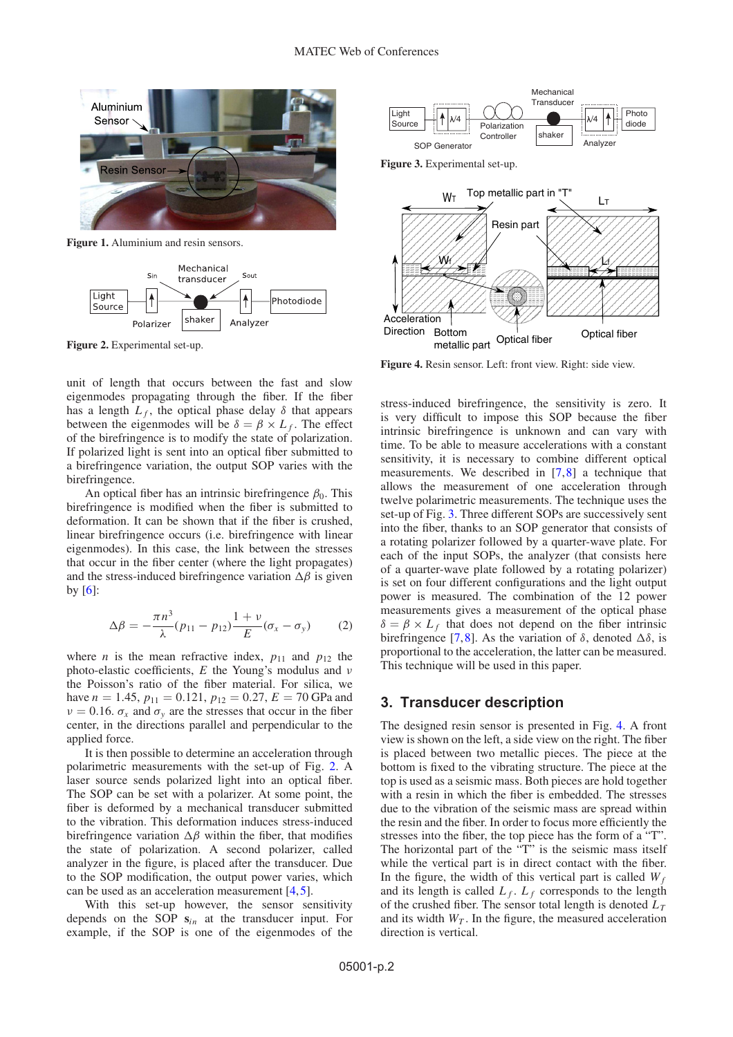Figure 1. Aluminium and resin sensors.

Figure 2. Experimental set-up.

unit of length that occurs between the fast and slow eigenmodes propagating through the fiber. If the fiber has a length $L_f$, the optical phase delay $\delta$ that appears between the eigenmodes will be $\delta = \beta \times L_f$. The effect of the birefringence is to modify the state of polarization. If polarized light is sent into an optical fiber submitted to a birefringence variation, the output SOP varies with the birefringence.

An optical fiber has an intrinsic birefringence $\beta_0$. This birefringence is modified when the fiber is submitted to deformation. It can be shown that if the fiber is crushed, linear birefringence occurs (i.e. birefringence with linear eigenmodes). In this case, the link between the stresses that occur in the fiber center (where the light propagates) and the stress-induced birefringence variation $\Delta\beta$ is given by [6]:

$$\Delta\beta = -\frac{\pi n^3}{\lambda}(p_{11} - p_{12})\frac{1+\nu}{E}(\sigma_x - \sigma_y) \quad (2)$$

where $n$ is the mean refractive index, $p_{11}$ and $p_{12}$ the photo-elastic coefficients, $E$ the Young's modulus and $\nu$ the Poisson's ratio of the fiber material. For silica, we have $n = 1.45$, $p_{11} = 0.121$, $p_{12} = 0.27$, $E = 70$ GPa and $\nu = 0.16$. $\sigma_x$ and $\sigma_y$ are the stresses that occur in the fiber center, in the directions parallel and perpendicular to the applied force.

It is then possible to determine an acceleration through polarimetric measurements with the set-up of Fig. 2. A laser source sends polarized light into an optical fiber. The SOP can be set with a polarizer. At some point, the fiber is deformed by a mechanical transducer submitted to the vibration. This deformation induces stress-induced birefringence variation $\Delta\beta$ within the fiber, that modifies the state of polarization. A second polarizer, called analyzer in the figure, is placed after the transducer. Due to the SOP modification, the output power varies, which can be used as an acceleration measurement [4,5].

With this set-up however, the sensor sensitivity depends on the SOP $\mathbf{s}_{in}$ at the transducer input. For example, if the SOP is one of the eigenmodes of the stress-induced birefringence, the sensitivity is zero. It is very difficult to impose this SOP because the fiber intrinsic birefringence is unknown and can vary with time. To be able to measure accelerations with a constant sensitivity, it is necessary to combine different optical measurements. We described in [7,8] a technique that allows the measurement of one acceleration through twelve polarimetric measurements. The technique uses the set-up of Fig. 3. Three different SOPs are successively sent into the fiber, thanks to an SOP generator that consists of a rotating polarizer followed by a quarter-wave plate. For each of the input SOPs, the analyzer (that consists here of a quarter-wave plate followed by a rotating polarizer) is set on four different configurations and the light output power is measured. The combination of the 12 power measurements gives a measurement of the optical phase $\delta = \beta \times L_f$ that does not depend on the fiber intrinsic birefringence [7,8]. As the variation of $\delta$, denoted $\Delta\delta$, is proportional to the acceleration, the latter can be measured. This technique will be used in this paper.

Figure 3. Experimental set-up.

Figure 4. Resin sensor. Left: front view. Right: side view.

## 3. Transducer description

The designed resin sensor is presented in Fig. 4. A front view is shown on the left, a side view on the right. The fiber is placed between two metallic pieces. The piece at the bottom is fixed to the vibrating structure. The piece at the top is used as a seismic mass. Both pieces are hold together with a resin in which the fiber is embedded. The stresses due to the vibration of the seismic mass are spread within the resin and the fiber. In order to focus more efficiently the stresses into the fiber, the top piece has the form of a "T". The horizontal part of the "T" is the seismic mass itself while the vertical part is in direct contact with the fiber. In the figure, the width of this vertical part is called $W_f$ and its length is called $L_f$. $L_f$ corresponds to the length of the crushed fiber. The sensor total length is denoted $L_T$ and its width $W_T$. In the figure, the measured acceleration direction is vertical.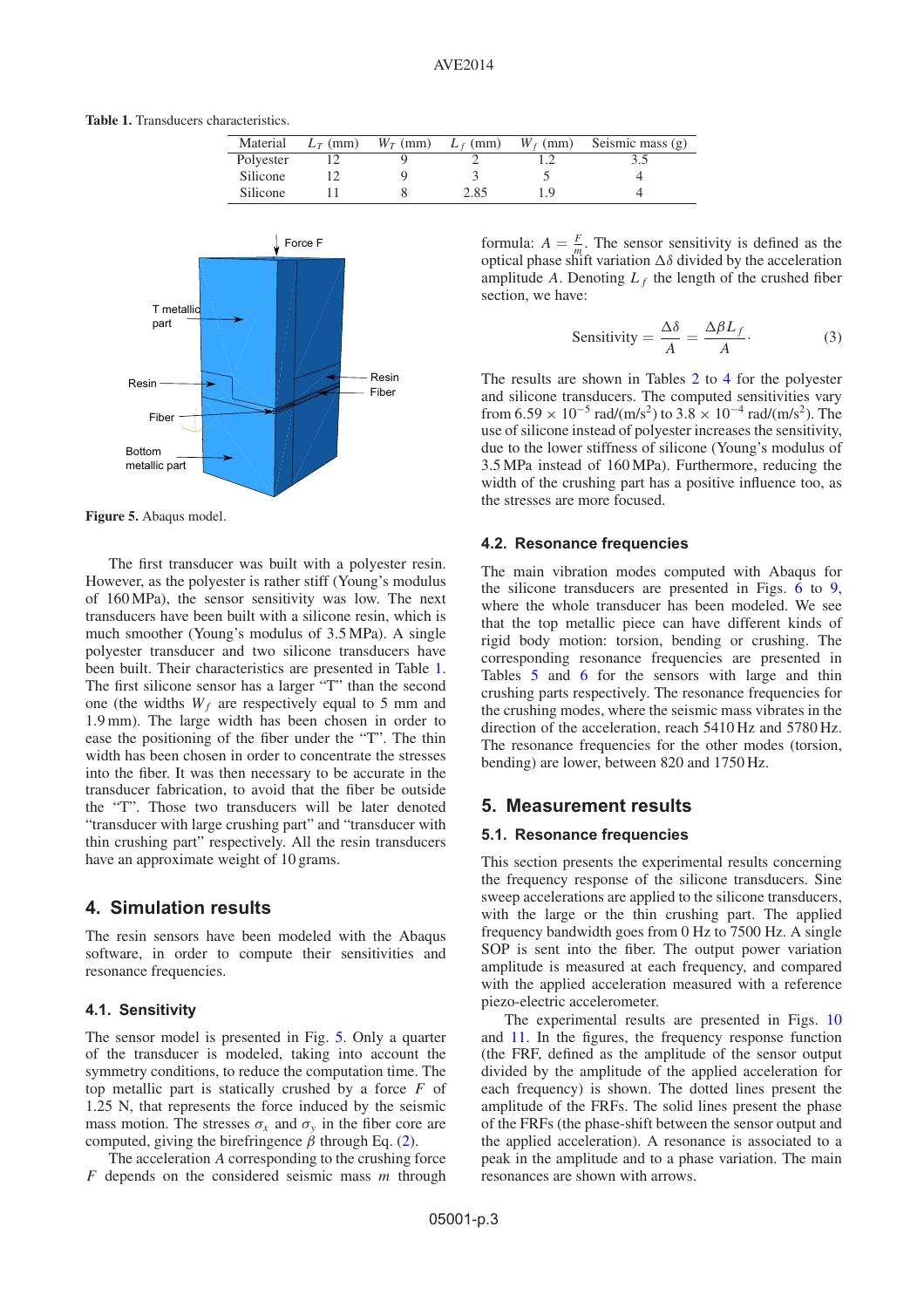**Table 1.** Transducers characteristics.

| Material | $L_T$ (mm) | $W_T$ (mm) | $L_f$ (mm) | $W_f$ (mm) | Seismic mass (g) |
|---|---|---|---|---|---|
| Polyester | 12 | 9 | 2 | 1.2 | 3.5 |
| Silicone | 12 | 9 | 3 | 5 | 4 |
| Silicone | 11 | 8 | 2.85 | 1.9 | 4 |

**Figure 5.** Abaqus model.

The first transducer was built with a polyester resin. However, as the polyester is rather stiff (Young's modulus of 160 MPa), the sensor sensitivity was low. The next transducers have been built with a silicone resin, which is much smoother (Young's modulus of 3.5 MPa). A single polyester transducer and two silicone transducers have been built. Their characteristics are presented in Table 1. The first silicone sensor has a larger "T" than the second one (the widths $W_f$ are respectively equal to 5 mm and 1.9 mm). The large width has been chosen in order to ease the positioning of the fiber under the "T". The thin width has been chosen in order to concentrate the stresses into the fiber. It was then necessary to be accurate in the transducer fabrication, to avoid that the fiber be outside the "T". Those two transducers will be later denoted "transducer with large crushing part" and "transducer with thin crushing part" respectively. All the resin transducers have an approximate weight of 10 grams.

## 4. Simulation results

The resin sensors have been modeled with the Abaqus software, in order to compute their sensitivities and resonance frequencies.

### 4.1. Sensitivity

The sensor model is presented in Fig. 5. Only a quarter of the transducer is modeled, taking into account the symmetry conditions, to reduce the computation time. The top metallic part is statically crushed by a force $F$ of 1.25 N, that represents the force induced by the seismic mass motion. The stresses $\sigma_x$ and $\sigma_y$ in the fiber core are computed, giving the birefringence $\beta$ through Eq. (2).

The acceleration $A$ corresponding to the crushing force $F$ depends on the considered seismic mass $m$ through formula: $A = \frac{F}{m}$. The sensor sensitivity is defined as the optical phase shift variation $\Delta\delta$ divided by the acceleration amplitude $A$. Denoting $L_f$ the length of the crushed fiber section, we have:

$$\text{Sensitivity} = \frac{\Delta\delta}{A} = \frac{\Delta\beta L_f}{A}. \tag{3}$$

The results are shown in Tables 2 to 4 for the polyester and silicone transducers. The computed sensitivities vary from $6.59 \times 10^{-5}$ rad/(m/s$^2$) to $3.8 \times 10^{-4}$ rad/(m/s$^2$). The use of silicone instead of polyester increases the sensitivity, due to the lower stiffness of silicone (Young's modulus of 3.5 MPa instead of 160 MPa). Furthermore, reducing the width of the crushing part has a positive influence too, as the stresses are more focused.

### 4.2. Resonance frequencies

The main vibration modes computed with Abaqus for the silicone transducers are presented in Figs. 6 to 9, where the whole transducer has been modeled. We see that the top metallic piece can have different kinds of rigid body motion: torsion, bending or crushing. The corresponding resonance frequencies are presented in Tables 5 and 6 for the sensors with large and thin crushing parts respectively. The resonance frequencies for the crushing modes, where the seismic mass vibrates in the direction of the acceleration, reach 5410 Hz and 5780 Hz. The resonance frequencies for the other modes (torsion, bending) are lower, between 820 and 1750 Hz.

## 5. Measurement results

### 5.1. Resonance frequencies

This section presents the experimental results concerning the frequency response of the silicone transducers. Sine sweep accelerations are applied to the silicone transducers, with the large or the thin crushing part. The applied frequency bandwidth goes from 0 Hz to 7500 Hz. A single SOP is sent into the fiber. The output power variation amplitude is measured at each frequency, and compared with the applied acceleration measured with a reference piezo-electric accelerometer.

The experimental results are presented in Figs. 10 and 11. In the figures, the frequency response function (the FRF, defined as the amplitude of the sensor output divided by the amplitude of the applied acceleration for each frequency) is shown. The dotted lines present the amplitude of the FRFs. The solid lines present the phase of the FRFs (the phase-shift between the sensor output and the applied acceleration). A resonance is associated to a peak in the amplitude and to a phase variation. The main resonances are shown with arrows.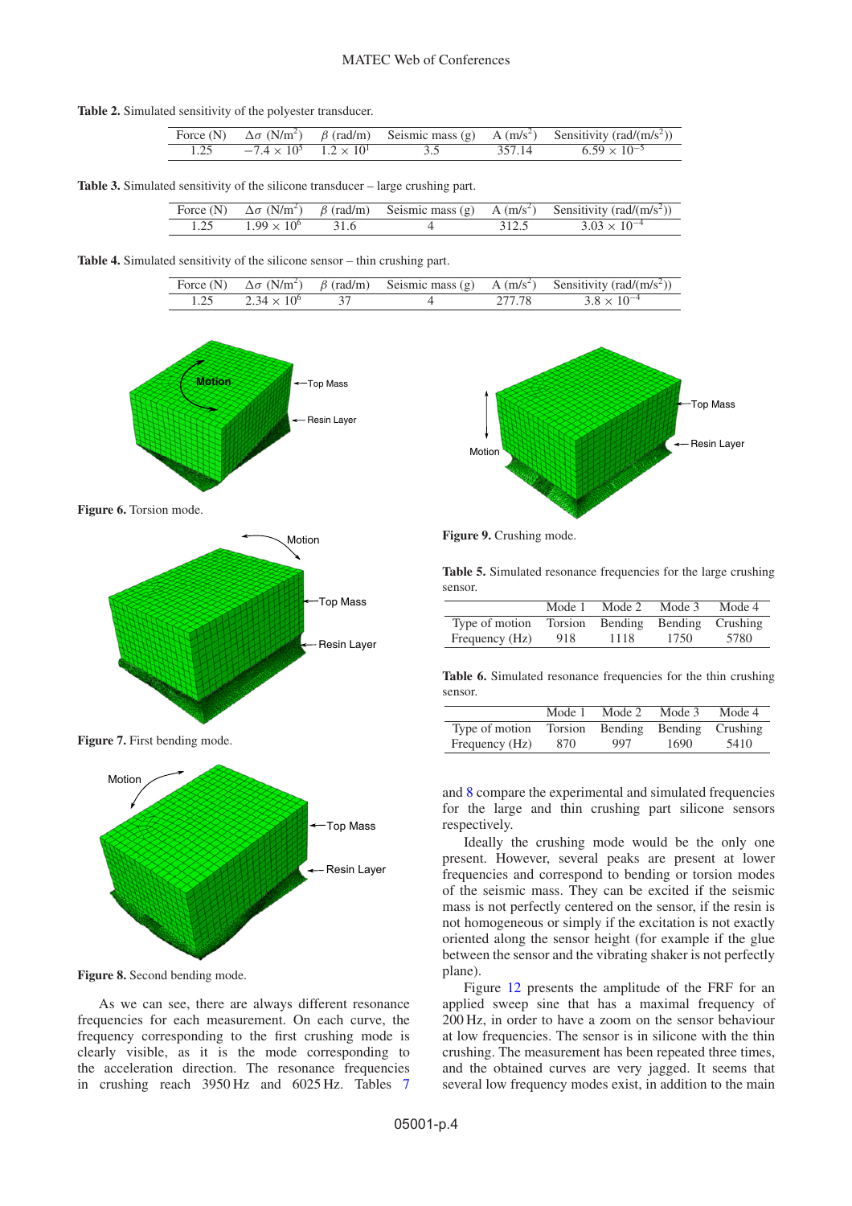**Table 2.** Simulated sensitivity of the polyester transducer.

| Force (N) | $\Delta\sigma$ (N/m$^2$) | $\beta$ (rad/m) | Seismic mass (g) | A (m/s$^2$) | Sensitivity (rad/(m/s$^2$)) |
|---|---|---|---|---|---|
| 1.25 | $-7.4 \times 10^5$ | $1.2 \times 10^1$ | 3.5 | 357.14 | $6.59 \times 10^{-5}$ |

**Table 3.** Simulated sensitivity of the silicone transducer – large crushing part.

| Force (N) | $\Delta\sigma$ (N/m$^2$) | $\beta$ (rad/m) | Seismic mass (g) | A (m/s$^2$) | Sensitivity (rad/(m/s$^2$)) |
|---|---|---|---|---|---|
| 1.25 | $1.99 \times 10^6$ | 31.6 | 4 | 312.5 | $3.03 \times 10^{-4}$ |

**Table 4.** Simulated sensitivity of the silicone sensor – thin crushing part.

| Force (N) | $\Delta\sigma$ (N/m$^2$) | $\beta$ (rad/m) | Seismic mass (g) | A (m/s$^2$) | Sensitivity (rad/(m/s$^2$)) |
|---|---|---|---|---|---|
| 1.25 | $2.34 \times 10^6$ | 37 | 4 | 277.78 | $3.8 \times 10^{-4}$ |

**Figure 6.** Torsion mode.

**Figure 7.** First bending mode.

**Figure 8.** Second bending mode.

As we can see, there are always different resonance frequencies for each measurement. On each curve, the frequency corresponding to the first crushing mode is clearly visible, as it is the mode corresponding to the acceleration direction. The resonance frequencies in crushing reach 3950 Hz and 6025 Hz. Tables 7 and 8 compare the experimental and simulated frequencies for the large and thin crushing part silicone sensors respectively.

**Figure 9.** Crushing mode.

**Table 5.** Simulated resonance frequencies for the large crushing sensor.

| | Mode 1 | Mode 2 | Mode 3 | Mode 4 |
|---|---|---|---|---|
| Type of motion | Torsion | Bending | Bending | Crushing |
| Frequency (Hz) | 918 | 1118 | 1750 | 5780 |

**Table 6.** Simulated resonance frequencies for the thin crushing sensor.

| | Mode 1 | Mode 2 | Mode 3 | Mode 4 |
|---|---|---|---|---|
| Type of motion | Torsion | Bending | Bending | Crushing |
| Frequency (Hz) | 870 | 997 | 1690 | 5410 |

Ideally the crushing mode would be the only one present. However, several peaks are present at lower frequencies and correspond to bending or torsion modes of the seismic mass. They can be excited if the seismic mass is not perfectly centered on the sensor, if the resin is not homogeneous or simply if the excitation is not exactly oriented along the sensor height (for example if the glue between the sensor and the vibrating shaker is not perfectly plane).

Figure 12 presents the amplitude of the FRF for an applied sweep sine that has a maximal frequency of 200 Hz, in order to have a zoom on the sensor behaviour at low frequencies. The sensor is in silicone with the thin crushing. The measurement has been repeated three times, and the obtained curves are very jagged. It seems that several low frequency modes exist, in addition to the main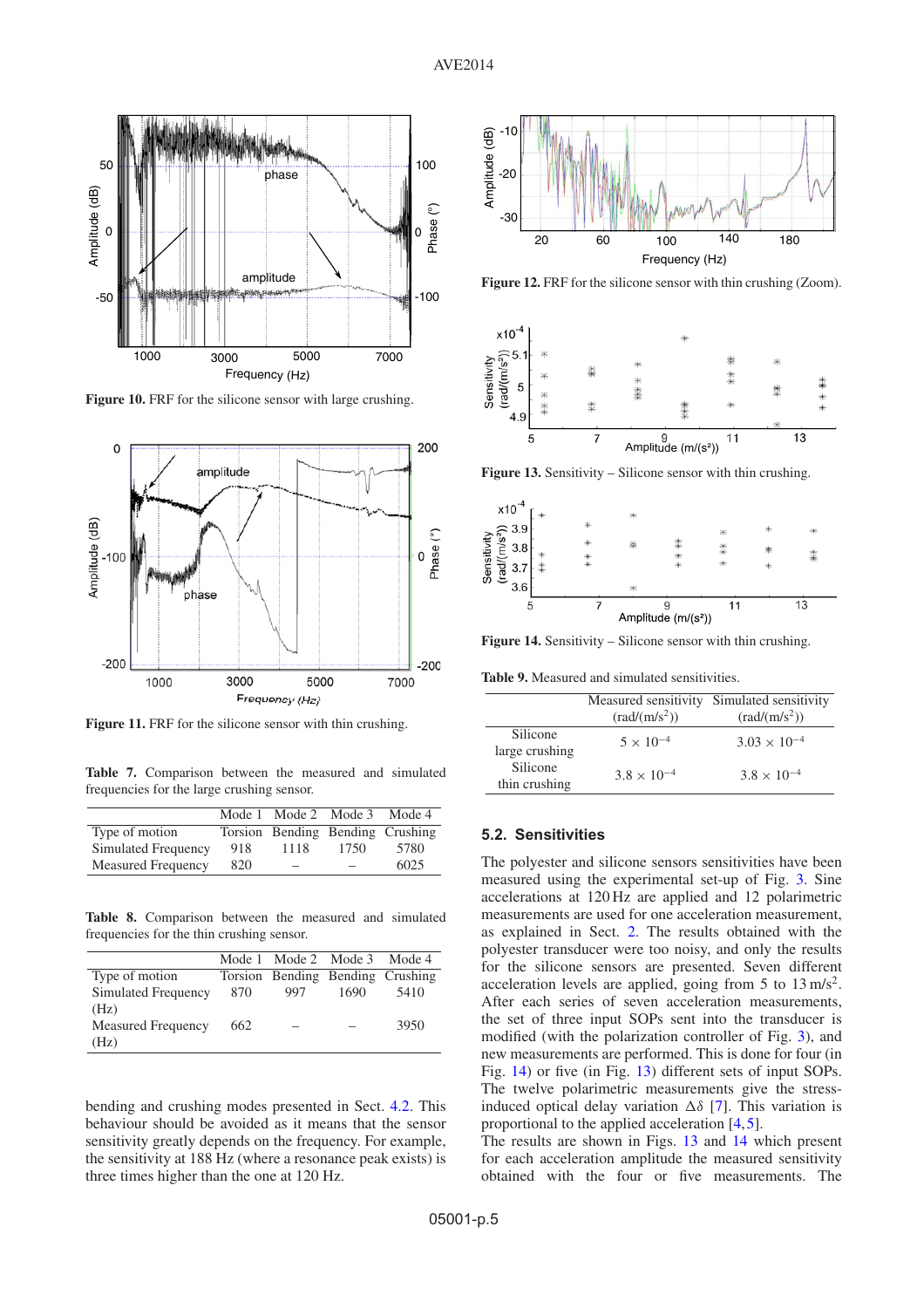**Figure 10.** FRF for the silicone sensor with large crushing.

**Figure 11.** FRF for the silicone sensor with thin crushing.

**Table 7.** Comparison between the measured and simulated frequencies for the large crushing sensor.

| | Mode 1 | Mode 2 | Mode 3 | Mode 4 |
|---|---|---|---|---|
| Type of motion | Torsion | Bending | Bending | Crushing |
| Simulated Frequency | 918 | 1118 | 1750 | 5780 |
| Measured Frequency | 820 | – | – | 6025 |

**Table 8.** Comparison between the measured and simulated frequencies for the thin crushing sensor.

| | Mode 1 | Mode 2 | Mode 3 | Mode 4 |
|---|---|---|---|---|
| Type of motion | Torsion | Bending | Bending | Crushing |
| Simulated Frequency (Hz) | 870 | 997 | 1690 | 5410 |
| Measured Frequency (Hz) | 662 | – | – | 3950 |

bending and crushing modes presented in Sect. 4.2. This behaviour should be avoided as it means that the sensor sensitivity greatly depends on the frequency. For example, the sensitivity at 188 Hz (where a resonance peak exists) is three times higher than the one at 120 Hz.

**Figure 12.** FRF for the silicone sensor with thin crushing (Zoom).

**Figure 13.** Sensitivity – Silicone sensor with thin crushing.

**Figure 14.** Sensitivity – Silicone sensor with thin crushing.

**Table 9.** Measured and simulated sensitivities.

| | Measured sensitivity (rad/(m/s$^2$)) | Simulated sensitivity (rad/(m/s$^2$)) |
|---|---|---|
| Silicone large crushing | $5 \times 10^{-4}$ | $3.03 \times 10^{-4}$ |
| Silicone thin crushing | $3.8 \times 10^{-4}$ | $3.8 \times 10^{-4}$ |

### 5.2. Sensitivities

The polyester and silicone sensors sensitivities have been measured using the experimental set-up of Fig. 3. Sine accelerations at 120 Hz are applied and 12 polarimetric measurements are used for one acceleration measurement, as explained in Sect. 2. The results obtained with the polyester transducer were too noisy, and only the results for the silicone sensors are presented. Seven different acceleration levels are applied, going from 5 to 13 m/s$^2$. After each series of seven acceleration measurements, the set of three input SOPs sent into the transducer is modified (with the polarization controller of Fig. 3), and new measurements are performed. This is done for four (in Fig. 14) or five (in Fig. 13) different sets of input SOPs. The twelve polarimetric measurements give the stress-induced optical delay variation $\Delta\delta$ [7]. This variation is proportional to the applied acceleration [4,5].

The results are shown in Figs. 13 and 14 which present for each acceleration amplitude the measured sensitivity obtained with the four or five measurements. The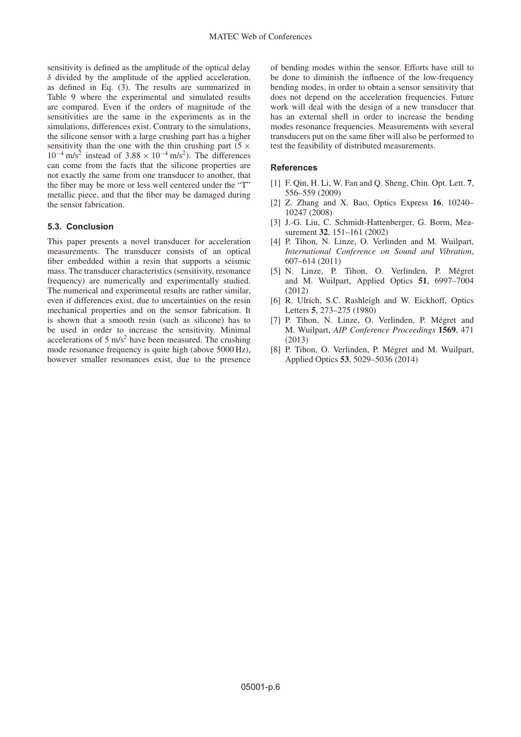sensitivity is defined as the amplitude of the optical delay $\delta$ divided by the amplitude of the applied acceleration, as defined in Eq. (3). The results are summarized in Table 9 where the experimental and simulated results are compared. Even if the orders of magnitude of the sensitivities are the same in the experiments as in the simulations, differences exist. Contrary to the simulations, the silicone sensor with a large crushing part has a higher sensitivity than the one with the thin crushing part ($5 \times 10^{-4}$ m/s$^2$ instead of $3.88 \times 10^{-4}$ m/s$^2$). The differences can come from the facts that the silicone properties are not exactly the same from one transducer to another, that the fiber may be more or less well centered under the "T" metallic piece, and that the fiber may be damaged during the sensor fabrication.

### 5.3. Conclusion

This paper presents a novel transducer for acceleration measurements. The transducer consists of an optical fiber embedded within a resin that supports a seismic mass. The transducer characteristics (sensitivity, resonance frequency) are numerically and experimentally studied. The numerical and experimental results are rather similar, even if differences exist, due to uncertainties on the resin mechanical properties and on the sensor fabrication. It is shown that a smooth resin (such as silicone) has to be used in order to increase the sensitivity. Minimal accelerations of 5 m/s$^2$ have been measured. The crushing mode resonance frequency is quite high (above 5000 Hz), however smaller resonances exist, due to the presence of bending modes within the sensor. Efforts have still to be done to diminish the influence of the low-frequency bending modes, in order to obtain a sensor sensitivity that does not depend on the acceleration frequencies. Future work will deal with the design of a new transducer that has an external shell in order to increase the bending modes resonance frequencies. Measurements with several transducers put on the same fiber will also be performed to test the feasibility of distributed measurements.

### References

[1] F. Qin, H. Li, W. Fan and Q. Sheng, Chin. Opt. Lett. **7**, 556–559 (2009)

[2] Z. Zhang and X. Bao, Optics Express **16**, 10240–10247 (2008)

[3] J.-G. Liu, C. Schmidt-Hattenberger, G. Borm, Measurement **32**, 151–161 (2002)

[4] P. Tihon, N. Linze, O. Verlinden and M. Wuilpart, *International Conference on Sound and Vibration*, 607–614 (2011)

[5] N. Linze, P. Tihon, O. Verlinden, P. Mégret and M. Wuilpart, Applied Optics **51**, 6997–7004 (2012)

[6] R. Ulrich, S.C. Rashleigh and W. Eickhoff, Optics Letters **5**, 273–275 (1980)

[7] P. Tihon, N. Linze, O. Verlinden, P. Mégret and M. Wuilpart, *AIP Conference Proceedings* **1569**, 471 (2013)

[8] P. Tihon, O. Verlinden, P. Mégret and M. Wuilpart, Applied Optics **53**, 5029–5036 (2014)